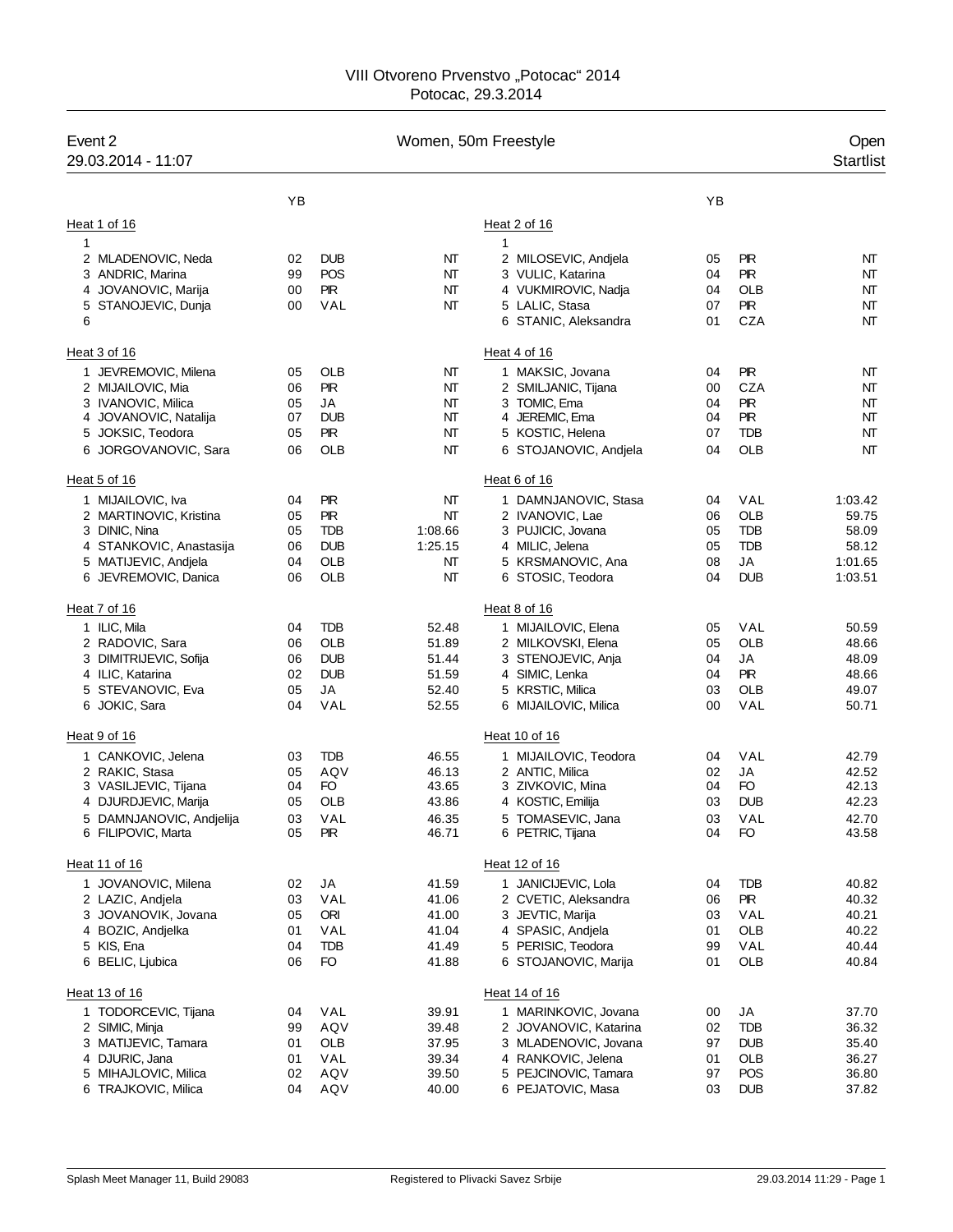# VIII Otvoreno Prvenstvo „Potocac“ 2014

Potocac, 29.3.2014

Event 2 — Women, 50m Freestyle — Open

29.03.2014 - 11:07 — Startlist

### Heat 1 of 16

| | | YB | | |
|---|---|---|---|---|
| 1 | | | | |
| 2 | MLADENOVIC, Neda | 02 | DUB | NT |
| 3 | ANDRIC, Marina | 99 | POS | NT |
| 4 | JOVANOVIC, Marija | 00 | PIR | NT |
| 5 | STANOJEVIC, Dunja | 00 | VAL | NT |
| 6 | | | | |

### Heat 2 of 16

| | | YB | | |
|---|---|---|---|---|
| 1 | | | | |
| 2 | MILOSEVIC, Andjela | 05 | PIR | NT |
| 3 | VULIC, Katarina | 04 | PIR | NT |
| 4 | VUKMIROVIC, Nadja | 04 | OLB | NT |
| 5 | LALIC, Stasa | 07 | PIR | NT |
| 6 | STANIC, Aleksandra | 01 | CZA | NT |

### Heat 3 of 16

| | | | | |
|---|---|---|---|---|
| 1 | JEVREMOVIC, Milena | 05 | OLB | NT |
| 2 | MIJAILOVIC, Mia | 06 | PIR | NT |
| 3 | IVANOVIC, Milica | 05 | JA | NT |
| 4 | JOVANOVIC, Natalija | 07 | DUB | NT |
| 5 | JOKSIC, Teodora | 05 | PIR | NT |
| 6 | JORGOVANOVIC, Sara | 06 | OLB | NT |

### Heat 4 of 16

| | | | | |
|---|---|---|---|---|
| 1 | MAKSIC, Jovana | 04 | PIR | NT |
| 2 | SMILJANIC, Tijana | 00 | CZA | NT |
| 3 | TOMIC, Ema | 04 | PIR | NT |
| 4 | JEREMIC, Ema | 04 | PIR | NT |
| 5 | KOSTIC, Helena | 07 | TDB | NT |
| 6 | STOJANOVIC, Andjela | 04 | OLB | NT |

### Heat 5 of 16

| | | | | |
|---|---|---|---|---|
| 1 | MIJAILOVIC, Iva | 04 | PIR | NT |
| 2 | MARTINOVIC, Kristina | 05 | PIR | NT |
| 3 | DINIC, Nina | 05 | TDB | 1:08.66 |
| 4 | STANKOVIC, Anastasija | 06 | DUB | 1:25.15 |
| 5 | MATIJEVIC, Andjela | 04 | OLB | NT |
| 6 | JEVREMOVIC, Danica | 06 | OLB | NT |

### Heat 6 of 16

| | | | | |
|---|---|---|---|---|
| 1 | DAMNJANOVIC, Stasa | 04 | VAL | 1:03.42 |
| 2 | IVANOVIC, Lae | 06 | OLB | 59.75 |
| 3 | PUJICIC, Jovana | 05 | TDB | 58.09 |
| 4 | MILIC, Jelena | 05 | TDB | 58.12 |
| 5 | KRSMANOVIC, Ana | 08 | JA | 1:01.65 |
| 6 | STOSIC, Teodora | 04 | DUB | 1:03.51 |

### Heat 7 of 16

| | | | | |
|---|---|---|---|---|
| 1 | ILIC, Mila | 04 | TDB | 52.48 |
| 2 | RADOVIC, Sara | 06 | OLB | 51.89 |
| 3 | DIMITRIJEVIC, Sofija | 06 | DUB | 51.44 |
| 4 | ILIC, Katarina | 02 | DUB | 51.59 |
| 5 | STEVANOVIC, Eva | 05 | JA | 52.40 |
| 6 | JOKIC, Sara | 04 | VAL | 52.55 |

### Heat 8 of 16

| | | | | |
|---|---|---|---|---|
| 1 | MIJAILOVIC, Elena | 05 | VAL | 50.59 |
| 2 | MILKOVSKI, Elena | 05 | OLB | 48.66 |
| 3 | STENOJEVIC, Anja | 04 | JA | 48.09 |
| 4 | SIMIC, Lenka | 04 | PIR | 48.66 |
| 5 | KRSTIC, Milica | 03 | OLB | 49.07 |
| 6 | MIJAILOVIC, Milica | 00 | VAL | 50.71 |

### Heat 9 of 16

| | | | | |
|---|---|---|---|---|
| 1 | CANKOVIC, Jelena | 03 | TDB | 46.55 |
| 2 | RAKIC, Stasa | 05 | AQV | 46.13 |
| 3 | VASILJEVIC, Tijana | 04 | FO | 43.65 |
| 4 | DJURDJEVIC, Marija | 05 | OLB | 43.86 |
| 5 | DAMNJANOVIC, Andjelija | 03 | VAL | 46.35 |
| 6 | FILIPOVIC, Marta | 05 | PIR | 46.71 |

### Heat 10 of 16

| | | | | |
|---|---|---|---|---|
| 1 | MIJAILOVIC, Teodora | 04 | VAL | 42.79 |
| 2 | ANTIC, Milica | 02 | JA | 42.52 |
| 3 | ZIVKOVIC, Mina | 04 | FO | 42.13 |
| 4 | KOSTIC, Emilija | 03 | DUB | 42.23 |
| 5 | TOMASEVIC, Jana | 03 | VAL | 42.70 |
| 6 | PETRIC, Tijana | 04 | FO | 43.58 |

### Heat 11 of 16

| | | | | |
|---|---|---|---|---|
| 1 | JOVANOVIC, Milena | 02 | JA | 41.59 |
| 2 | LAZIC, Andjela | 03 | VAL | 41.06 |
| 3 | JOVANOVIK, Jovana | 05 | ORI | 41.00 |
| 4 | BOZIC, Andjelka | 01 | VAL | 41.04 |
| 5 | KIS, Ena | 04 | TDB | 41.49 |
| 6 | BELIC, Ljubica | 06 | FO | 41.88 |

### Heat 12 of 16

| | | | | |
|---|---|---|---|---|
| 1 | JANICIJEVIC, Lola | 04 | TDB | 40.82 |
| 2 | CVETIC, Aleksandra | 06 | PIR | 40.32 |
| 3 | JEVTIC, Marija | 03 | VAL | 40.21 |
| 4 | SPASIC, Andjela | 01 | OLB | 40.22 |
| 5 | PERISIC, Teodora | 99 | VAL | 40.44 |
| 6 | STOJANOVIC, Marija | 01 | OLB | 40.84 |

### Heat 13 of 16

| | | | | |
|---|---|---|---|---|
| 1 | TODORCEVIC, Tijana | 04 | VAL | 39.91 |
| 2 | SIMIC, Minja | 99 | AQV | 39.48 |
| 3 | MATIJEVIC, Tamara | 01 | OLB | 37.95 |
| 4 | DJURIC, Jana | 01 | VAL | 39.34 |
| 5 | MIHAJLOVIC, Milica | 02 | AQV | 39.50 |
| 6 | TRAJKOVIC, Milica | 04 | AQV | 40.00 |

### Heat 14 of 16

| | | | | |
|---|---|---|---|---|
| 1 | MARINKOVIC, Jovana | 00 | JA | 37.70 |
| 2 | JOVANOVIC, Katarina | 02 | TDB | 36.32 |
| 3 | MLADENOVIC, Jovana | 97 | DUB | 35.40 |
| 4 | RANKOVIC, Jelena | 01 | OLB | 36.27 |
| 5 | PEJCINOVIC, Tamara | 97 | POS | 36.80 |
| 6 | PEJATOVIC, Masa | 03 | DUB | 37.82 |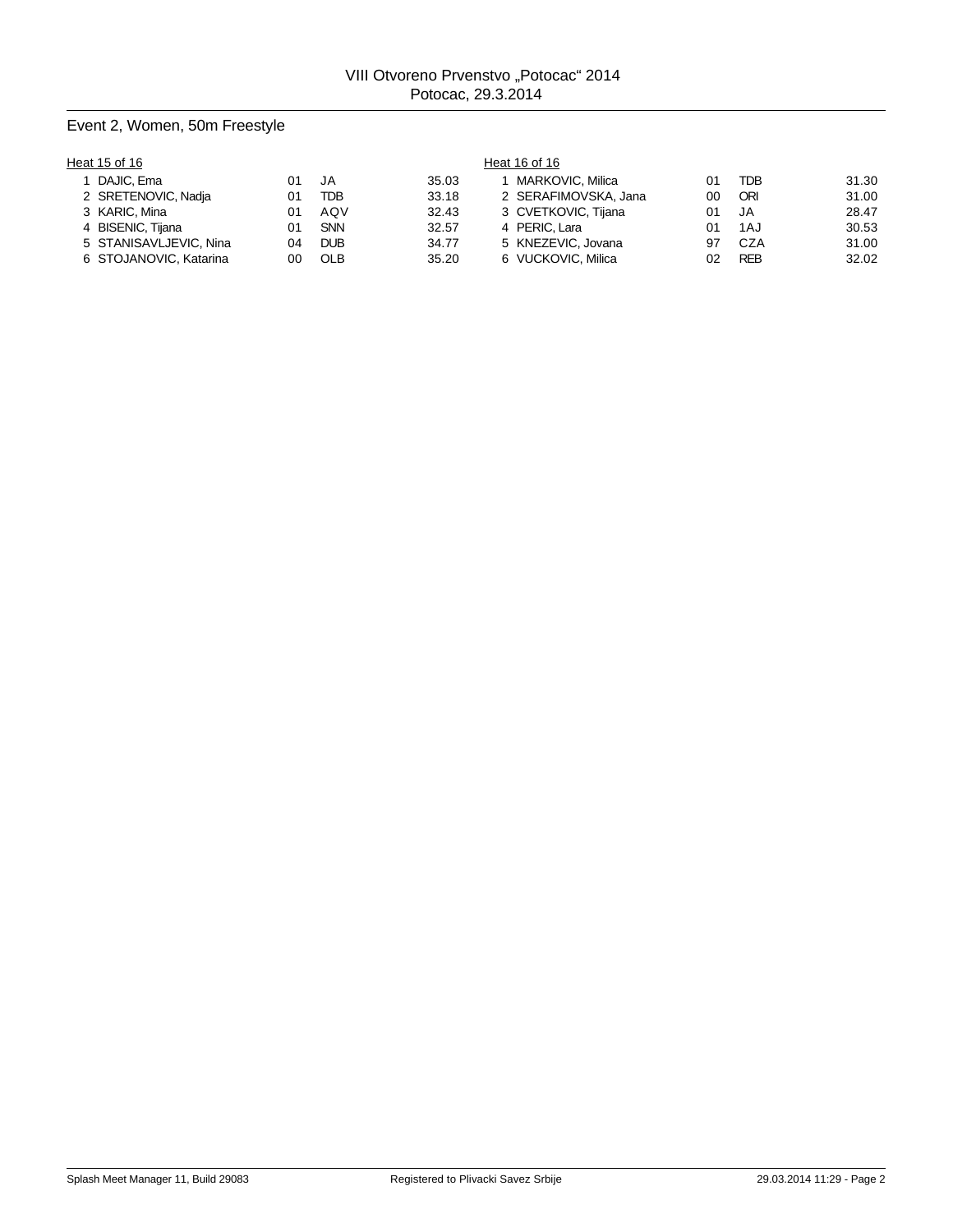# VIII Otvoreno Prvenstvo „Potocac“ 2014

Potocac, 29.3.2014

## Event 2, Women, 50m Freestyle

Heat 15 of 16

| | | | | |
|---|---|---|---|---|
| 1 | DAJIC, Ema | 01 | JA | 35.03 |
| 2 | SRETENOVIC, Nadja | 01 | TDB | 33.18 |
| 3 | KARIC, Mina | 01 | AQV | 32.43 |
| 4 | BISENIC, Tijana | 01 | SNN | 32.57 |
| 5 | STANISAVLJEVIC, Nina | 04 | DUB | 34.77 |
| 6 | STOJANOVIC, Katarina | 00 | OLB | 35.20 |

Heat 16 of 16

| | | | | |
|---|---|---|---|---|
| 1 | MARKOVIC, Milica | 01 | TDB | 31.30 |
| 2 | SERAFIMOVSKA, Jana | 00 | ORI | 31.00 |
| 3 | CVETKOVIC, Tijana | 01 | JA | 28.47 |
| 4 | PERIC, Lara | 01 | 1AJ | 30.53 |
| 5 | KNEZEVIC, Jovana | 97 | CZA | 31.00 |
| 6 | VUCKOVIC, Milica | 02 | REB | 32.02 |